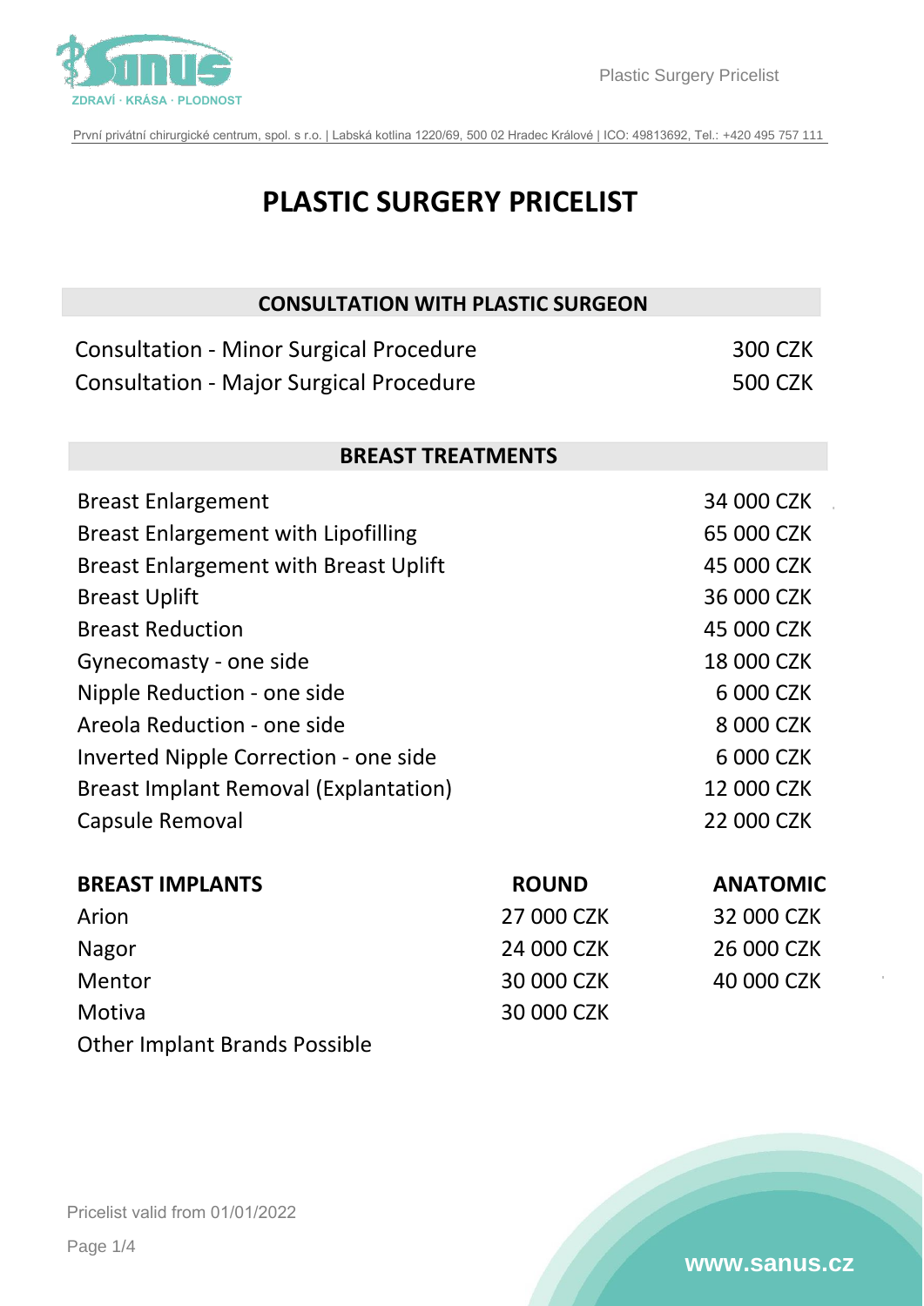# PLASTIC SURGERY PRICELIST

## CONSULTATION WITH PLASTIC SURGEON

| Procedure | Price |
|---|---|
| Consultation - Minor Surgical Procedure | 300 CZK |
| Consultation - Major Surgical Procedure | 500 CZK |

## BREAST TREATMENTS

| Procedure | Price |
|---|---|
| Breast Enlargement | 34 000 CZK |
| Breast Enlargement with Lipofilling | 65 000 CZK |
| Breast Enlargement with Breast Uplift | 45 000 CZK |
| Breast Uplift | 36 000 CZK |
| Breast Reduction | 45 000 CZK |
| Gynecomasty - one side | 18 000 CZK |
| Nipple Reduction - one side | 6 000 CZK |
| Areola Reduction - one side | 8 000 CZK |
| Inverted Nipple Correction - one side | 6 000 CZK |
| Breast Implant Removal (Explantation) | 12 000 CZK |
| Capsule Removal | 22 000 CZK |

| BREAST IMPLANTS | ROUND | ANATOMIC |
|---|---|---|
| Arion | 27 000 CZK | 32 000 CZK |
| Nagor | 24 000 CZK | 26 000 CZK |
| Mentor | 30 000 CZK | 40 000 CZK |
| Motiva | 30 000 CZK | |
| Other Implant Brands Possible | | |

Pricelist valid from 01/01/2022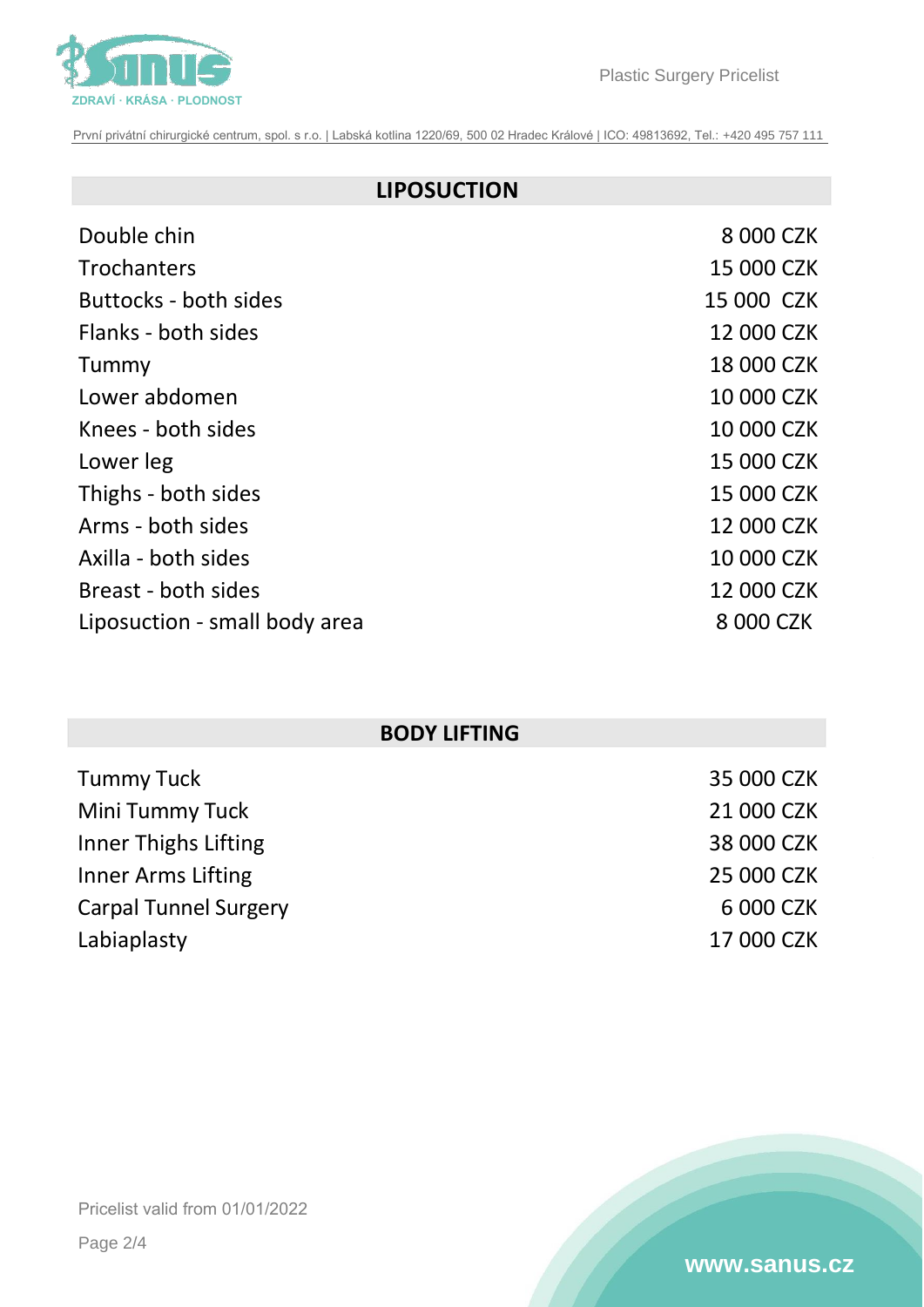## LIPOSUCTION

| Procedure | Price |
|---|---|
| Double chin | 8 000 CZK |
| Trochanters | 15 000 CZK |
| Buttocks - both sides | 15 000 CZK |
| Flanks - both sides | 12 000 CZK |
| Tummy | 18 000 CZK |
| Lower abdomen | 10 000 CZK |
| Knees - both sides | 10 000 CZK |
| Lower leg | 15 000 CZK |
| Thighs - both sides | 15 000 CZK |
| Arms - both sides | 12 000 CZK |
| Axilla - both sides | 10 000 CZK |
| Breast - both sides | 12 000 CZK |
| Liposuction - small body area | 8 000 CZK |

## BODY LIFTING

| Procedure | Price |
|---|---|
| Tummy Tuck | 35 000 CZK |
| Mini Tummy Tuck | 21 000 CZK |
| Inner Thighs Lifting | 38 000 CZK |
| Inner Arms Lifting | 25 000 CZK |
| Carpal Tunnel Surgery | 6 000 CZK |
| Labiaplasty | 17 000 CZK |

Pricelist valid from 01/01/2022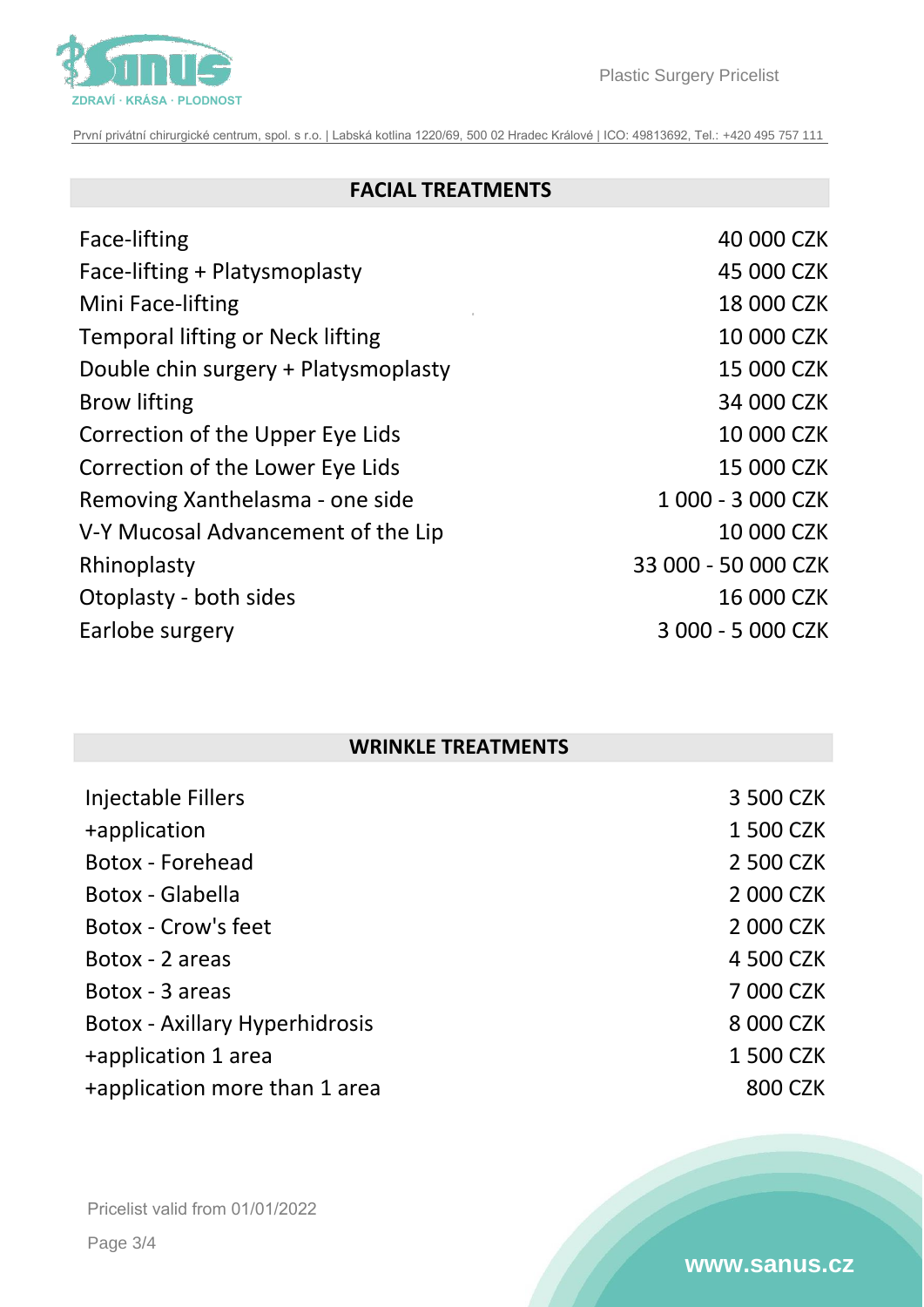## FACIAL TREATMENTS

| Treatment | Price |
|---|---|
| Face-lifting | 40 000 CZK |
| Face-lifting + Platysmoplasty | 45 000 CZK |
| Mini Face-lifting | 18 000 CZK |
| Temporal lifting or Neck lifting | 10 000 CZK |
| Double chin surgery + Platysmoplasty | 15 000 CZK |
| Brow lifting | 34 000 CZK |
| Correction of the Upper Eye Lids | 10 000 CZK |
| Correction of the Lower Eye Lids | 15 000 CZK |
| Removing Xanthelasma - one side | 1 000 - 3 000 CZK |
| V-Y Mucosal Advancement of the Lip | 10 000 CZK |
| Rhinoplasty | 33 000 - 50 000 CZK |
| Otoplasty - both sides | 16 000 CZK |
| Earlobe surgery | 3 000 - 5 000 CZK |

## WRINKLE TREATMENTS

| Treatment | Price |
|---|---|
| Injectable Fillers | 3 500 CZK |
| +application | 1 500 CZK |
| Botox - Forehead | 2 500 CZK |
| Botox - Glabella | 2 000 CZK |
| Botox - Crow's feet | 2 000 CZK |
| Botox - 2 areas | 4 500 CZK |
| Botox - 3 areas | 7 000 CZK |
| Botox - Axillary Hyperhidrosis | 8 000 CZK |
| +application 1 area | 1 500 CZK |
| +application more than 1 area | 800 CZK |

Pricelist valid from 01/01/2022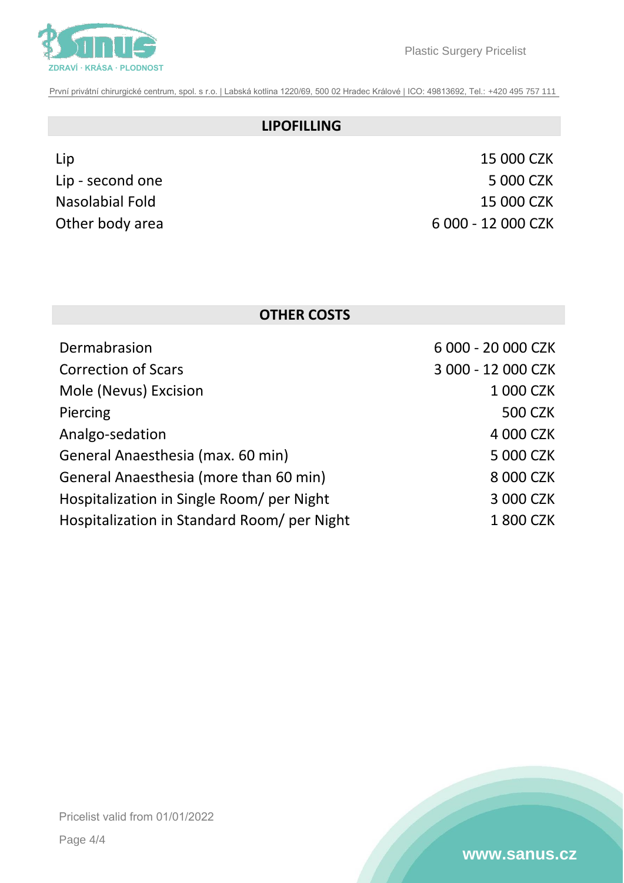## LIPOFILLING

| | |
|---|---|
| Lip | 15 000 CZK |
| Lip - second one | 5 000 CZK |
| Nasolabial Fold | 15 000 CZK |
| Other body area | 6 000 - 12 000 CZK |

## OTHER COSTS

| | |
|---|---|
| Dermabrasion | 6 000 - 20 000 CZK |
| Correction of Scars | 3 000 - 12 000 CZK |
| Mole (Nevus) Excision | 1 000 CZK |
| Piercing | 500 CZK |
| Analgo-sedation | 4 000 CZK |
| General Anaesthesia (max. 60 min) | 5 000 CZK |
| General Anaesthesia (more than 60 min) | 8 000 CZK |
| Hospitalization in Single Room/ per Night | 3 000 CZK |
| Hospitalization in Standard Room/ per Night | 1 800 CZK |

Pricelist valid from 01/01/2022